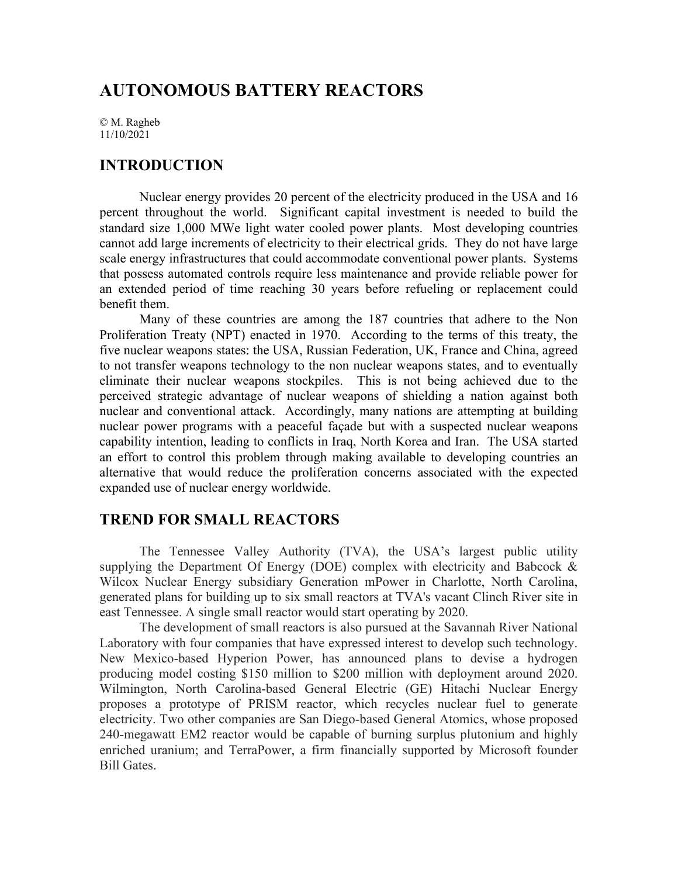# AUTONOMOUS BATTERY REACTORS

© M. Ragheb
11/10/2021

## INTRODUCTION

Nuclear energy provides 20 percent of the electricity produced in the USA and 16 percent throughout the world. Significant capital investment is needed to build the standard size 1,000 MWe light water cooled power plants. Most developing countries cannot add large increments of electricity to their electrical grids. They do not have large scale energy infrastructures that could accommodate conventional power plants. Systems that possess automated controls require less maintenance and provide reliable power for an extended period of time reaching 30 years before refueling or replacement could benefit them.

Many of these countries are among the 187 countries that adhere to the Non Proliferation Treaty (NPT) enacted in 1970. According to the terms of this treaty, the five nuclear weapons states: the USA, Russian Federation, UK, France and China, agreed to not transfer weapons technology to the non nuclear weapons states, and to eventually eliminate their nuclear weapons stockpiles. This is not being achieved due to the perceived strategic advantage of nuclear weapons of shielding a nation against both nuclear and conventional attack. Accordingly, many nations are attempting at building nuclear power programs with a peaceful façade but with a suspected nuclear weapons capability intention, leading to conflicts in Iraq, North Korea and Iran. The USA started an effort to control this problem through making available to developing countries an alternative that would reduce the proliferation concerns associated with the expected expanded use of nuclear energy worldwide.

## TREND FOR SMALL REACTORS

The Tennessee Valley Authority (TVA), the USA's largest public utility supplying the Department Of Energy (DOE) complex with electricity and Babcock & Wilcox Nuclear Energy subsidiary Generation mPower in Charlotte, North Carolina, generated plans for building up to six small reactors at TVA's vacant Clinch River site in east Tennessee. A single small reactor would start operating by 2020.

The development of small reactors is also pursued at the Savannah River National Laboratory with four companies that have expressed interest to develop such technology. New Mexico-based Hyperion Power, has announced plans to devise a hydrogen producing model costing \$150 million to \$200 million with deployment around 2020. Wilmington, North Carolina-based General Electric (GE) Hitachi Nuclear Energy proposes a prototype of PRISM reactor, which recycles nuclear fuel to generate electricity. Two other companies are San Diego-based General Atomics, whose proposed 240-megawatt EM2 reactor would be capable of burning surplus plutonium and highly enriched uranium; and TerraPower, a firm financially supported by Microsoft founder Bill Gates.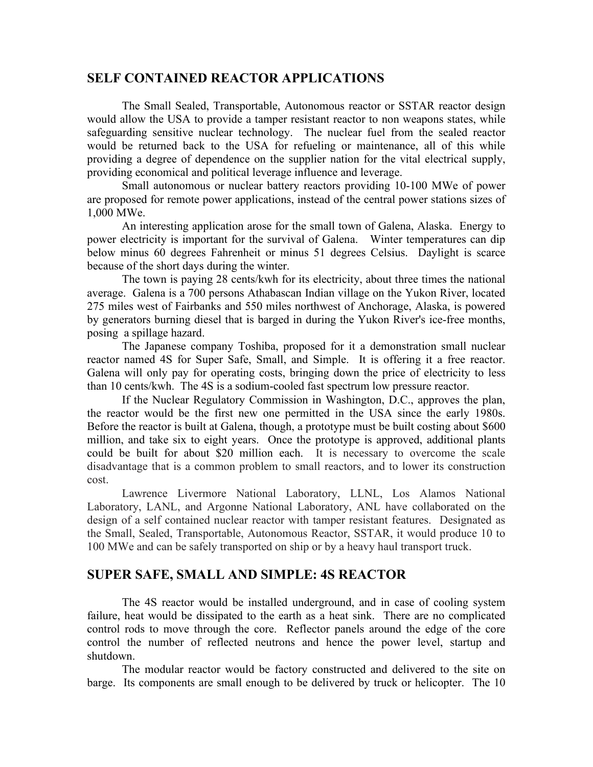## SELF CONTAINED REACTOR APPLICATIONS

The Small Sealed, Transportable, Autonomous reactor or SSTAR reactor design would allow the USA to provide a tamper resistant reactor to non weapons states, while safeguarding sensitive nuclear technology. The nuclear fuel from the sealed reactor would be returned back to the USA for refueling or maintenance, all of this while providing a degree of dependence on the supplier nation for the vital electrical supply, providing economical and political leverage influence and leverage.

Small autonomous or nuclear battery reactors providing 10-100 MWe of power are proposed for remote power applications, instead of the central power stations sizes of 1,000 MWe.

An interesting application arose for the small town of Galena, Alaska. Energy to power electricity is important for the survival of Galena. Winter temperatures can dip below minus 60 degrees Fahrenheit or minus 51 degrees Celsius. Daylight is scarce because of the short days during the winter.

The town is paying 28 cents/kwh for its electricity, about three times the national average. Galena is a 700 persons Athabascan Indian village on the Yukon River, located 275 miles west of Fairbanks and 550 miles northwest of Anchorage, Alaska, is powered by generators burning diesel that is barged in during the Yukon River's ice-free months, posing a spillage hazard.

The Japanese company Toshiba, proposed for it a demonstration small nuclear reactor named 4S for Super Safe, Small, and Simple. It is offering it a free reactor. Galena will only pay for operating costs, bringing down the price of electricity to less than 10 cents/kwh. The 4S is a sodium-cooled fast spectrum low pressure reactor.

If the Nuclear Regulatory Commission in Washington, D.C., approves the plan, the reactor would be the first new one permitted in the USA since the early 1980s. Before the reactor is built at Galena, though, a prototype must be built costing about $600 million, and take six to eight years. Once the prototype is approved, additional plants could be built for about $20 million each. It is necessary to overcome the scale disadvantage that is a common problem to small reactors, and to lower its construction cost.

Lawrence Livermore National Laboratory, LLNL, Los Alamos National Laboratory, LANL, and Argonne National Laboratory, ANL have collaborated on the design of a self contained nuclear reactor with tamper resistant features. Designated as the Small, Sealed, Transportable, Autonomous Reactor, SSTAR, it would produce 10 to 100 MWe and can be safely transported on ship or by a heavy haul transport truck.

## SUPER SAFE, SMALL AND SIMPLE: 4S REACTOR

The 4S reactor would be installed underground, and in case of cooling system failure, heat would be dissipated to the earth as a heat sink. There are no complicated control rods to move through the core. Reflector panels around the edge of the core control the number of reflected neutrons and hence the power level, startup and shutdown.

The modular reactor would be factory constructed and delivered to the site on barge. Its components are small enough to be delivered by truck or helicopter. The 10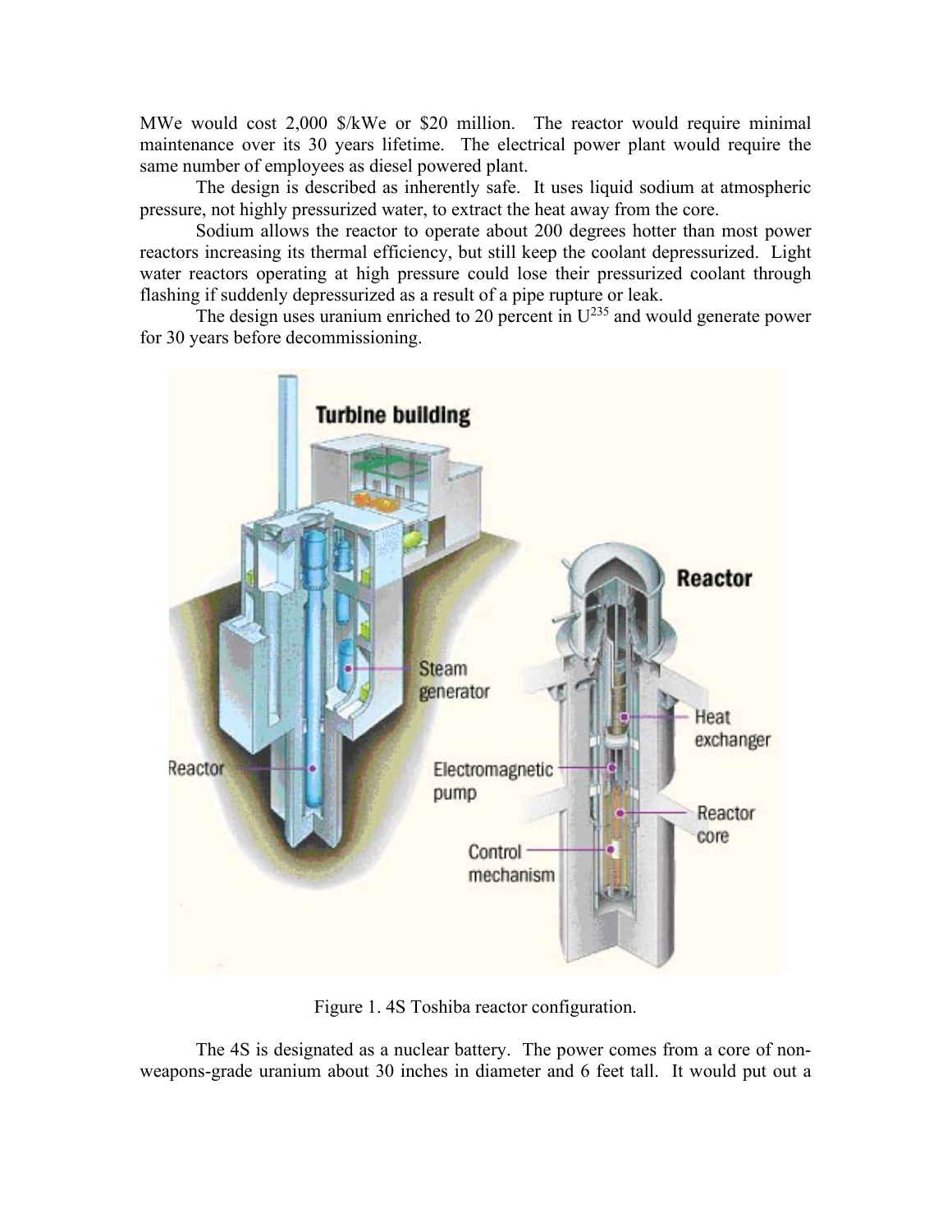MWe would cost 2,000 $/kWe or $20 million. The reactor would require minimal maintenance over its 30 years lifetime. The electrical power plant would require the same number of employees as diesel powered plant.

The design is described as inherently safe. It uses liquid sodium at atmospheric pressure, not highly pressurized water, to extract the heat away from the core.

Sodium allows the reactor to operate about 200 degrees hotter than most power reactors increasing its thermal efficiency, but still keep the coolant depressurized. Light water reactors operating at high pressure could lose their pressurized coolant through flashing if suddenly depressurized as a result of a pipe rupture or leak.

The design uses uranium enriched to 20 percent in $U^{235}$ and would generate power for 30 years before decommissioning.

Figure 1. 4S Toshiba reactor configuration.

The 4S is designated as a nuclear battery. The power comes from a core of non-weapons-grade uranium about 30 inches in diameter and 6 feet tall. It would put out a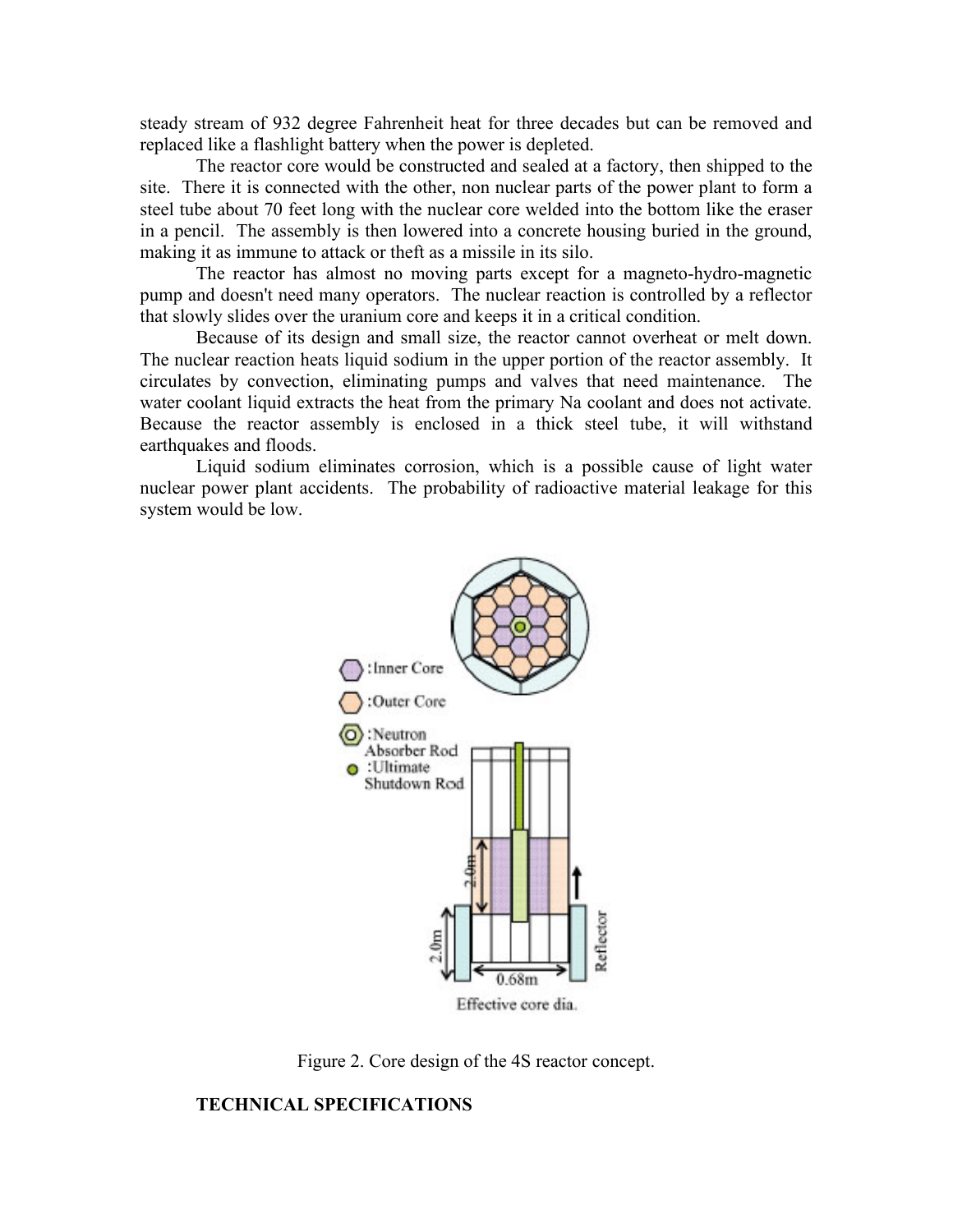steady stream of 932 degree Fahrenheit heat for three decades but can be removed and replaced like a flashlight battery when the power is depleted.

The reactor core would be constructed and sealed at a factory, then shipped to the site. There it is connected with the other, non nuclear parts of the power plant to form a steel tube about 70 feet long with the nuclear core welded into the bottom like the eraser in a pencil. The assembly is then lowered into a concrete housing buried in the ground, making it as immune to attack or theft as a missile in its silo.

The reactor has almost no moving parts except for a magneto-hydro-magnetic pump and doesn't need many operators. The nuclear reaction is controlled by a reflector that slowly slides over the uranium core and keeps it in a critical condition.

Because of its design and small size, the reactor cannot overheat or melt down. The nuclear reaction heats liquid sodium in the upper portion of the reactor assembly. It circulates by convection, eliminating pumps and valves that need maintenance. The water coolant liquid extracts the heat from the primary Na coolant and does not activate. Because the reactor assembly is enclosed in a thick steel tube, it will withstand earthquakes and floods.

Liquid sodium eliminates corrosion, which is a possible cause of light water nuclear power plant accidents. The probability of radioactive material leakage for this system would be low.

Figure 2. Core design of the 4S reactor concept.

**TECHNICAL SPECIFICATIONS**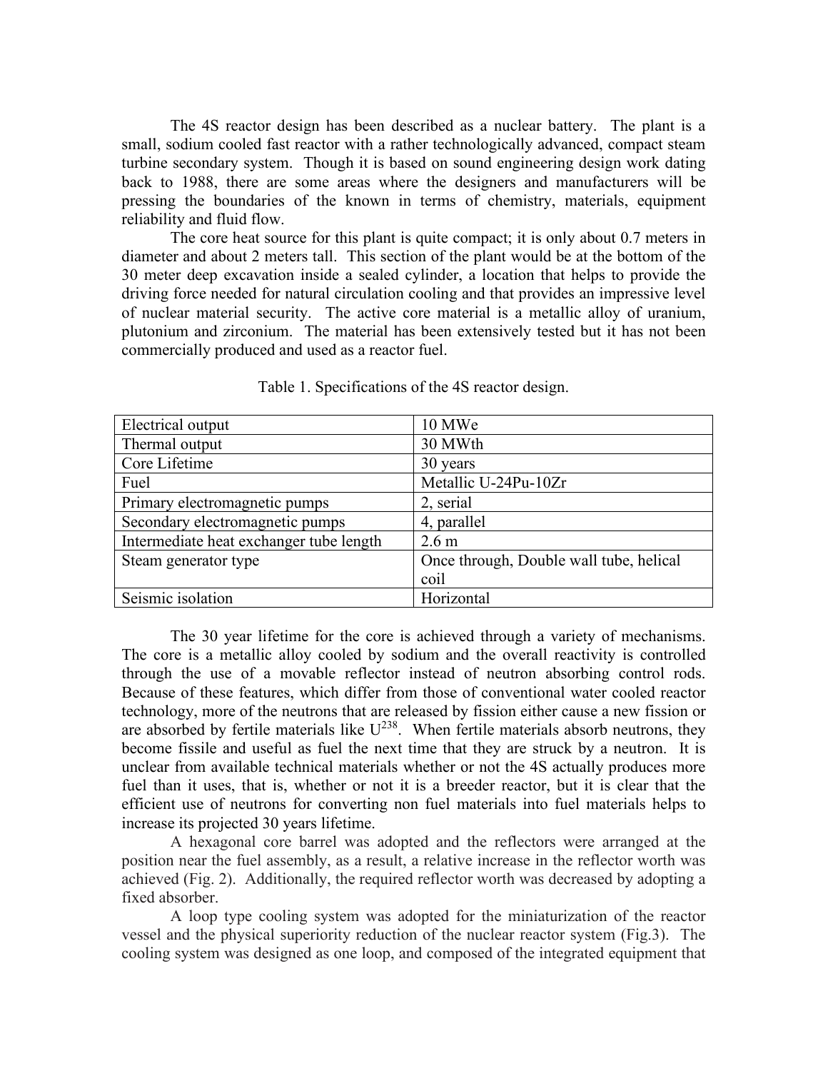The 4S reactor design has been described as a nuclear battery. The plant is a small, sodium cooled fast reactor with a rather technologically advanced, compact steam turbine secondary system. Though it is based on sound engineering design work dating back to 1988, there are some areas where the designers and manufacturers will be pressing the boundaries of the known in terms of chemistry, materials, equipment reliability and fluid flow.

The core heat source for this plant is quite compact; it is only about 0.7 meters in diameter and about 2 meters tall. This section of the plant would be at the bottom of the 30 meter deep excavation inside a sealed cylinder, a location that helps to provide the driving force needed for natural circulation cooling and that provides an impressive level of nuclear material security. The active core material is a metallic alloy of uranium, plutonium and zirconium. The material has been extensively tested but it has not been commercially produced and used as a reactor fuel.

Table 1. Specifications of the 4S reactor design.

| | |
|---|---|
| Electrical output | 10 MWe |
| Thermal output | 30 MWth |
| Core Lifetime | 30 years |
| Fuel | Metallic U-24Pu-10Zr |
| Primary electromagnetic pumps | 2, serial |
| Secondary electromagnetic pumps | 4, parallel |
| Intermediate heat exchanger tube length | 2.6 m |
| Steam generator type | Once through, Double wall tube, helical coil |
| Seismic isolation | Horizontal |

The 30 year lifetime for the core is achieved through a variety of mechanisms. The core is a metallic alloy cooled by sodium and the overall reactivity is controlled through the use of a movable reflector instead of neutron absorbing control rods. Because of these features, which differ from those of conventional water cooled reactor technology, more of the neutrons that are released by fission either cause a new fission or are absorbed by fertile materials like $U^{238}$. When fertile materials absorb neutrons, they become fissile and useful as fuel the next time that they are struck by a neutron. It is unclear from available technical materials whether or not the 4S actually produces more fuel than it uses, that is, whether or not it is a breeder reactor, but it is clear that the efficient use of neutrons for converting non fuel materials into fuel materials helps to increase its projected 30 years lifetime.

A hexagonal core barrel was adopted and the reflectors were arranged at the position near the fuel assembly, as a result, a relative increase in the reflector worth was achieved (Fig. 2). Additionally, the required reflector worth was decreased by adopting a fixed absorber.

A loop type cooling system was adopted for the miniaturization of the reactor vessel and the physical superiority reduction of the nuclear reactor system (Fig.3). The cooling system was designed as one loop, and composed of the integrated equipment that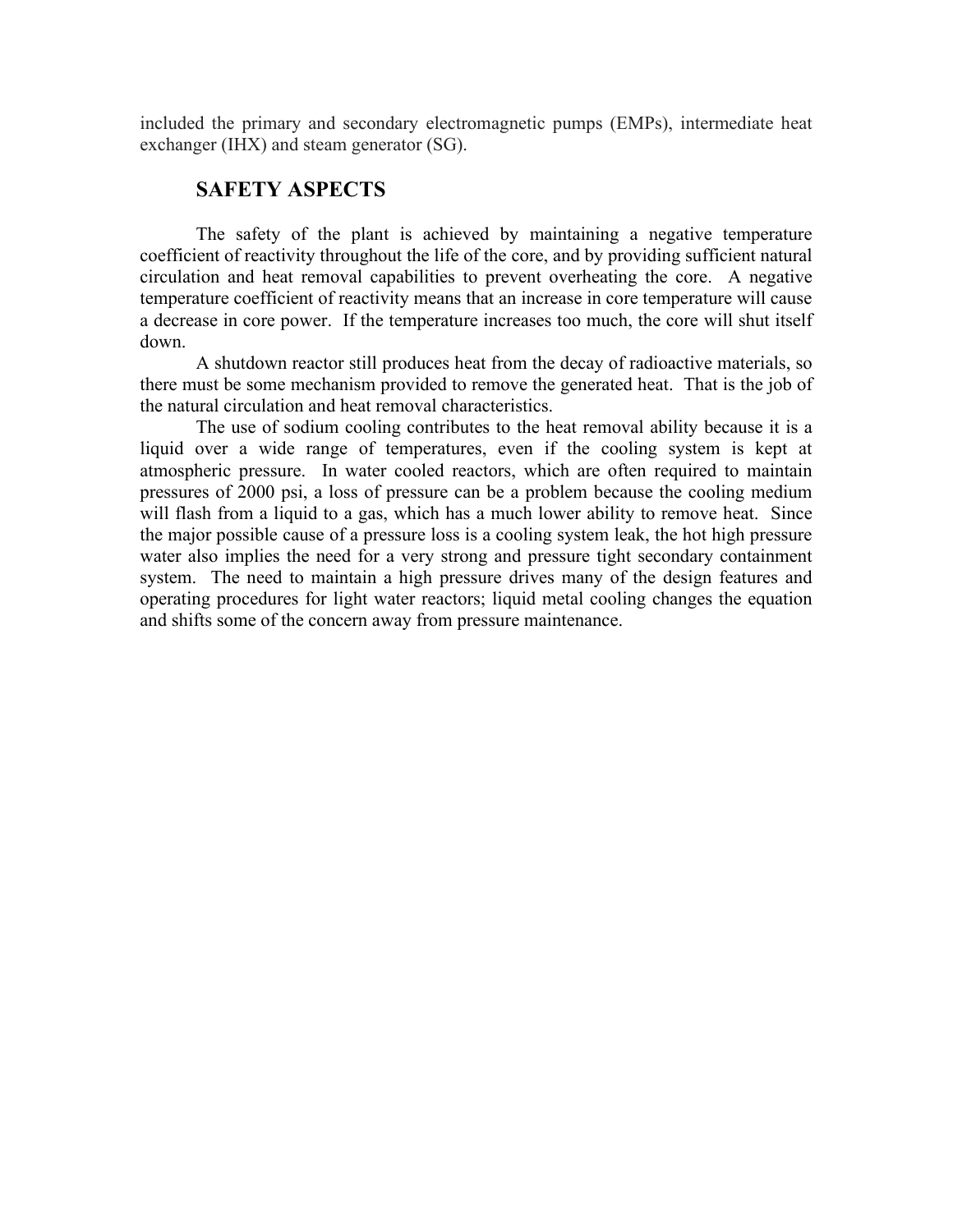included the primary and secondary electromagnetic pumps (EMPs), intermediate heat exchanger (IHX) and steam generator (SG).

## SAFETY ASPECTS

The safety of the plant is achieved by maintaining a negative temperature coefficient of reactivity throughout the life of the core, and by providing sufficient natural circulation and heat removal capabilities to prevent overheating the core. A negative temperature coefficient of reactivity means that an increase in core temperature will cause a decrease in core power. If the temperature increases too much, the core will shut itself down.

A shutdown reactor still produces heat from the decay of radioactive materials, so there must be some mechanism provided to remove the generated heat. That is the job of the natural circulation and heat removal characteristics.

The use of sodium cooling contributes to the heat removal ability because it is a liquid over a wide range of temperatures, even if the cooling system is kept at atmospheric pressure. In water cooled reactors, which are often required to maintain pressures of 2000 psi, a loss of pressure can be a problem because the cooling medium will flash from a liquid to a gas, which has a much lower ability to remove heat. Since the major possible cause of a pressure loss is a cooling system leak, the hot high pressure water also implies the need for a very strong and pressure tight secondary containment system. The need to maintain a high pressure drives many of the design features and operating procedures for light water reactors; liquid metal cooling changes the equation and shifts some of the concern away from pressure maintenance.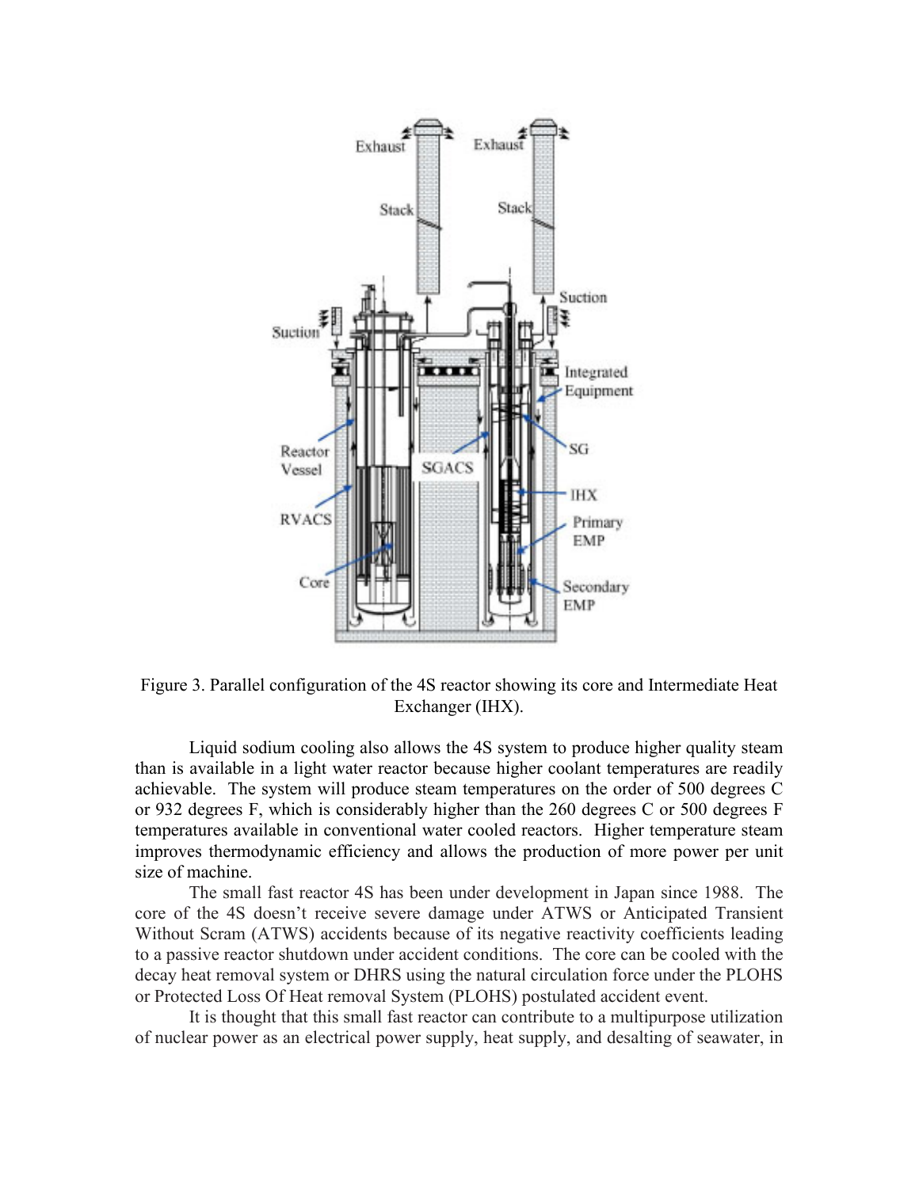Figure 3. Parallel configuration of the 4S reactor showing its core and Intermediate Heat Exchanger (IHX).

Liquid sodium cooling also allows the 4S system to produce higher quality steam than is available in a light water reactor because higher coolant temperatures are readily achievable. The system will produce steam temperatures on the order of 500 degrees C or 932 degrees F, which is considerably higher than the 260 degrees C or 500 degrees F temperatures available in conventional water cooled reactors. Higher temperature steam improves thermodynamic efficiency and allows the production of more power per unit size of machine.

The small fast reactor 4S has been under development in Japan since 1988. The core of the 4S doesn't receive severe damage under ATWS or Anticipated Transient Without Scram (ATWS) accidents because of its negative reactivity coefficients leading to a passive reactor shutdown under accident conditions. The core can be cooled with the decay heat removal system or DHRS using the natural circulation force under the PLOHS or Protected Loss Of Heat removal System (PLOHS) postulated accident event.

It is thought that this small fast reactor can contribute to a multipurpose utilization of nuclear power as an electrical power supply, heat supply, and desalting of seawater, in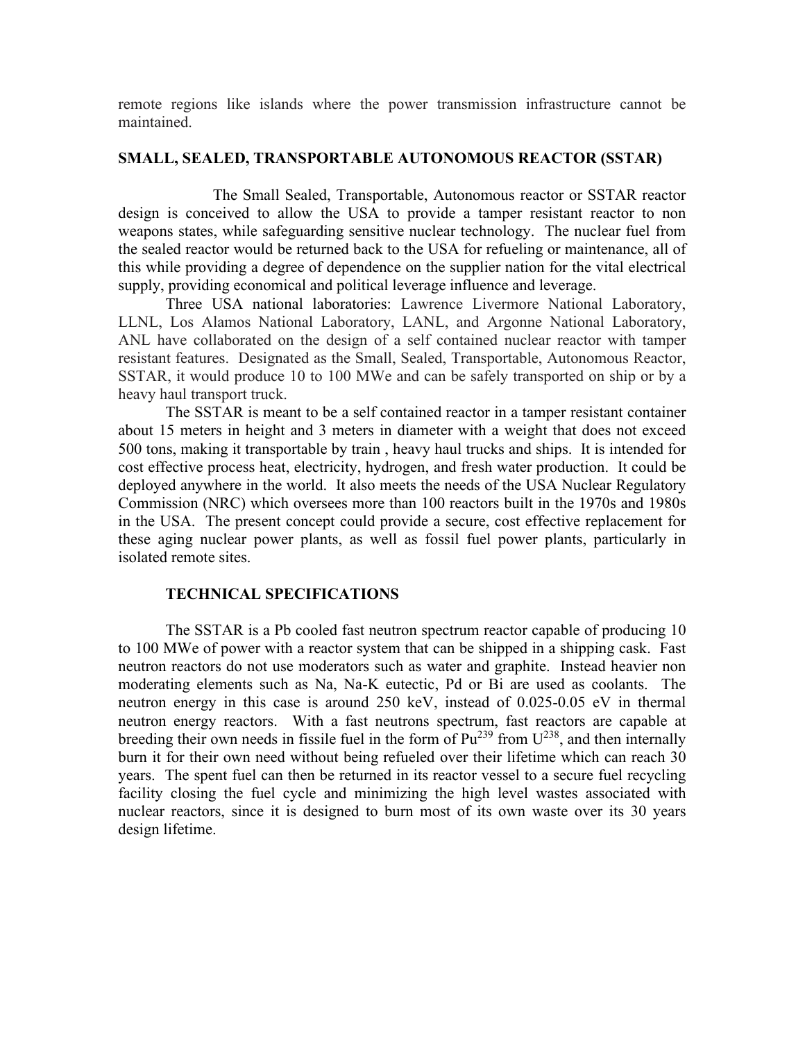remote regions like islands where the power transmission infrastructure cannot be maintained.

## SMALL, SEALED, TRANSPORTABLE AUTONOMOUS REACTOR (SSTAR)

The Small Sealed, Transportable, Autonomous reactor or SSTAR reactor design is conceived to allow the USA to provide a tamper resistant reactor to non weapons states, while safeguarding sensitive nuclear technology. The nuclear fuel from the sealed reactor would be returned back to the USA for refueling or maintenance, all of this while providing a degree of dependence on the supplier nation for the vital electrical supply, providing economical and political leverage influence and leverage.

Three USA national laboratories: Lawrence Livermore National Laboratory, LLNL, Los Alamos National Laboratory, LANL, and Argonne National Laboratory, ANL have collaborated on the design of a self contained nuclear reactor with tamper resistant features. Designated as the Small, Sealed, Transportable, Autonomous Reactor, SSTAR, it would produce 10 to 100 MWe and can be safely transported on ship or by a heavy haul transport truck.

The SSTAR is meant to be a self contained reactor in a tamper resistant container about 15 meters in height and 3 meters in diameter with a weight that does not exceed 500 tons, making it transportable by train , heavy haul trucks and ships. It is intended for cost effective process heat, electricity, hydrogen, and fresh water production. It could be deployed anywhere in the world. It also meets the needs of the USA Nuclear Regulatory Commission (NRC) which oversees more than 100 reactors built in the 1970s and 1980s in the USA. The present concept could provide a secure, cost effective replacement for these aging nuclear power plants, as well as fossil fuel power plants, particularly in isolated remote sites.

### TECHNICAL SPECIFICATIONS

The SSTAR is a Pb cooled fast neutron spectrum reactor capable of producing 10 to 100 MWe of power with a reactor system that can be shipped in a shipping cask. Fast neutron reactors do not use moderators such as water and graphite. Instead heavier non moderating elements such as Na, Na-K eutectic, Pd or Bi are used as coolants. The neutron energy in this case is around 250 keV, instead of 0.025-0.05 eV in thermal neutron energy reactors. With a fast neutrons spectrum, fast reactors are capable at breeding their own needs in fissile fuel in the form of $Pu^{239}$ from $U^{238}$, and then internally burn it for their own need without being refueled over their lifetime which can reach 30 years. The spent fuel can then be returned in its reactor vessel to a secure fuel recycling facility closing the fuel cycle and minimizing the high level wastes associated with nuclear reactors, since it is designed to burn most of its own waste over its 30 years design lifetime.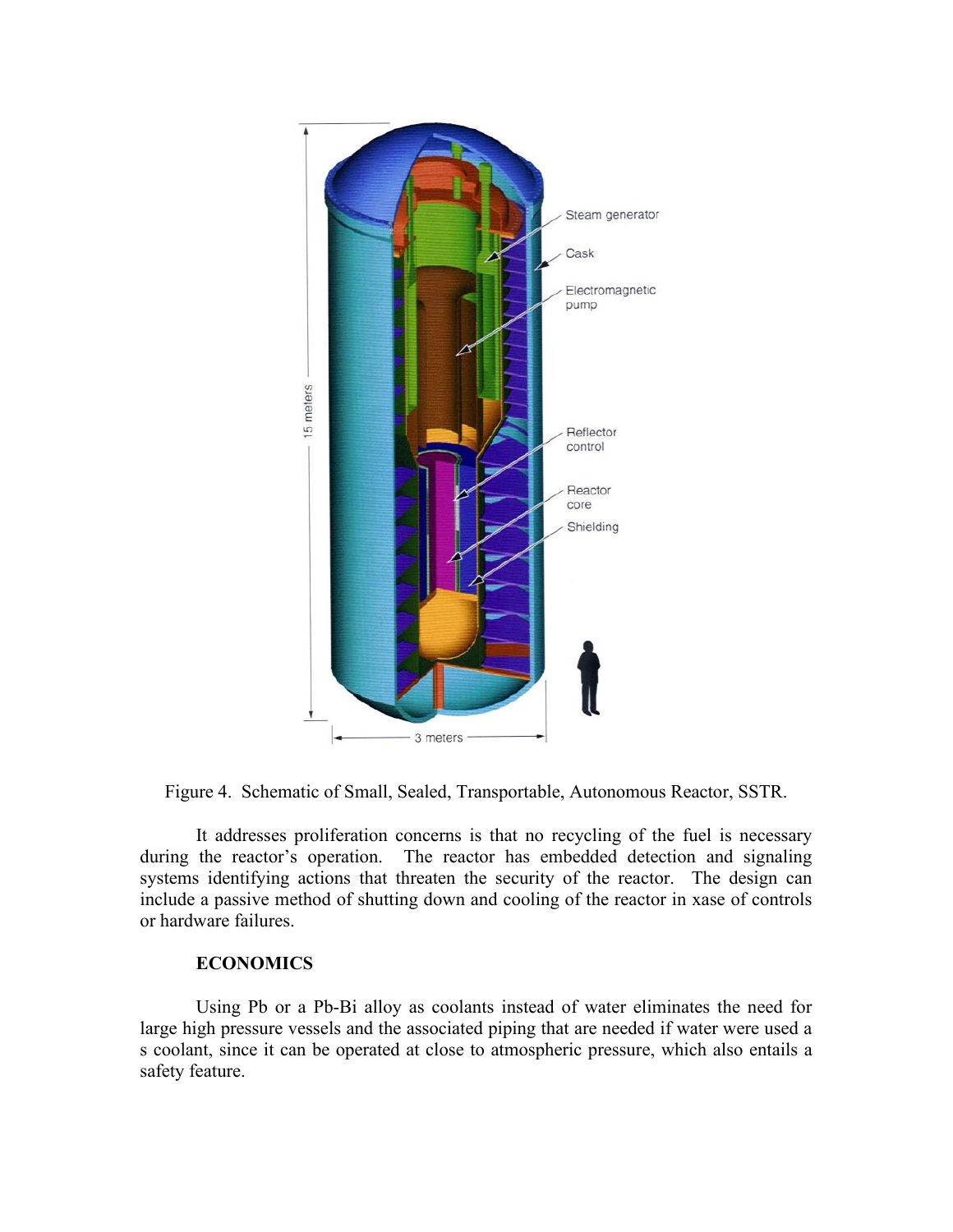Figure 4.  Schematic of Small, Sealed, Transportable, Autonomous Reactor, SSTR.

It addresses proliferation concerns is that no recycling of the fuel is necessary during the reactor's operation.  The reactor has embedded detection and signaling systems identifying actions that threaten the security of the reactor.  The design can include a passive method of shutting down and cooling of the reactor in xase of controls or hardware failures.

### ECONOMICS

Using Pb or a Pb-Bi alloy as coolants instead of water eliminates the need for large high pressure vessels and the associated piping that are needed if water were used a s coolant, since it can be operated at close to atmospheric pressure, which also entails a safety feature.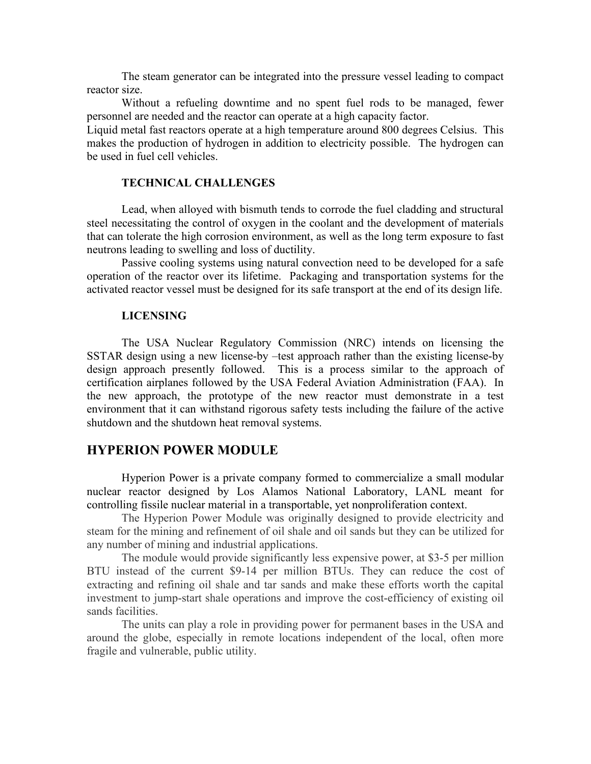The steam generator can be integrated into the pressure vessel leading to compact reactor size.

Without a refueling downtime and no spent fuel rods to be managed, fewer personnel are needed and the reactor can operate at a high capacity factor.

Liquid metal fast reactors operate at a high temperature around 800 degrees Celsius. This makes the production of hydrogen in addition to electricity possible. The hydrogen can be used in fuel cell vehicles.

### TECHNICAL CHALLENGES

Lead, when alloyed with bismuth tends to corrode the fuel cladding and structural steel necessitating the control of oxygen in the coolant and the development of materials that can tolerate the high corrosion environment, as well as the long term exposure to fast neutrons leading to swelling and loss of ductility.

Passive cooling systems using natural convection need to be developed for a safe operation of the reactor over its lifetime. Packaging and transportation systems for the activated reactor vessel must be designed for its safe transport at the end of its design life.

### LICENSING

The USA Nuclear Regulatory Commission (NRC) intends on licensing the SSTAR design using a new license-by –test approach rather than the existing license-by design approach presently followed. This is a process similar to the approach of certification airplanes followed by the USA Federal Aviation Administration (FAA). In the new approach, the prototype of the new reactor must demonstrate in a test environment that it can withstand rigorous safety tests including the failure of the active shutdown and the shutdown heat removal systems.

## HYPERION POWER MODULE

Hyperion Power is a private company formed to commercialize a small modular nuclear reactor designed by Los Alamos National Laboratory, LANL meant for controlling fissile nuclear material in a transportable, yet nonproliferation context.

The Hyperion Power Module was originally designed to provide electricity and steam for the mining and refinement of oil shale and oil sands but they can be utilized for any number of mining and industrial applications.

The module would provide significantly less expensive power, at $3-5 per million BTU instead of the current $9-14 per million BTUs. They can reduce the cost of extracting and refining oil shale and tar sands and make these efforts worth the capital investment to jump-start shale operations and improve the cost-efficiency of existing oil sands facilities.

The units can play a role in providing power for permanent bases in the USA and around the globe, especially in remote locations independent of the local, often more fragile and vulnerable, public utility.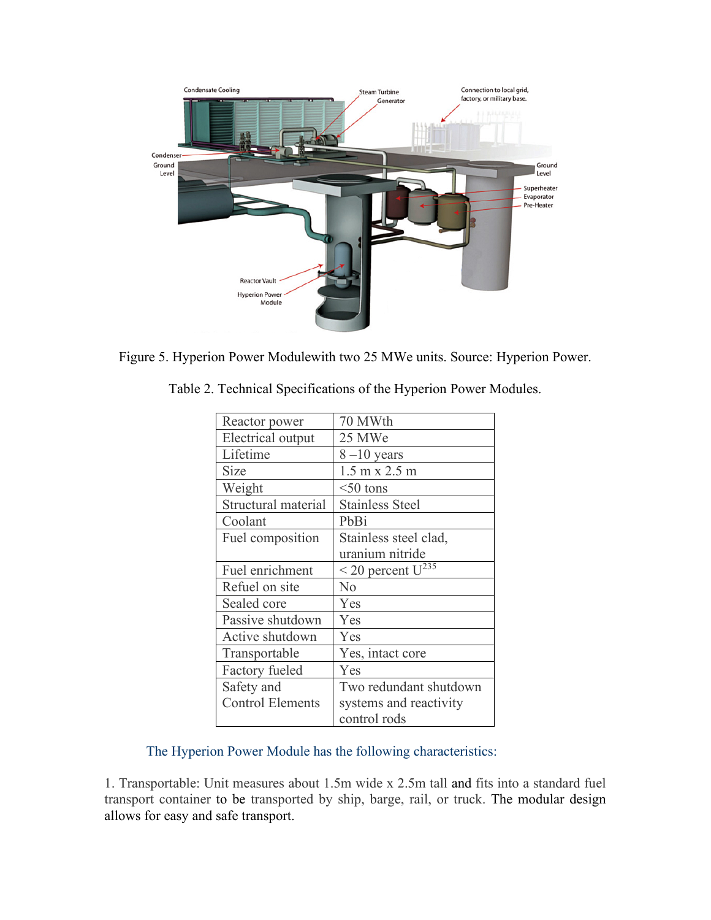Figure 5. Hyperion Power Modulewith two 25 MWe units. Source: Hyperion Power.

Table 2. Technical Specifications of the Hyperion Power Modules.

| Reactor power | 70 MWth |
|---|---|
| Electrical output | 25 MWe |
| Lifetime | 8 –10 years |
| Size | 1.5 m x 2.5 m |
| Weight | <50 tons |
| Structural material | Stainless Steel |
| Coolant | PbBi |
| Fuel composition | Stainless steel clad, uranium nitride |
| Fuel enrichment | < 20 percent $U^{235}$ |
| Refuel on site | No |
| Sealed core | Yes |
| Passive shutdown | Yes |
| Active shutdown | Yes |
| Transportable | Yes, intact core |
| Factory fueled | Yes |
| Safety and Control Elements | Two redundant shutdown systems and reactivity control rods |

The Hyperion Power Module has the following characteristics:

1. Transportable: Unit measures about 1.5m wide x 2.5m tall and fits into a standard fuel transport container to be transported by ship, barge, rail, or truck. The modular design allows for easy and safe transport.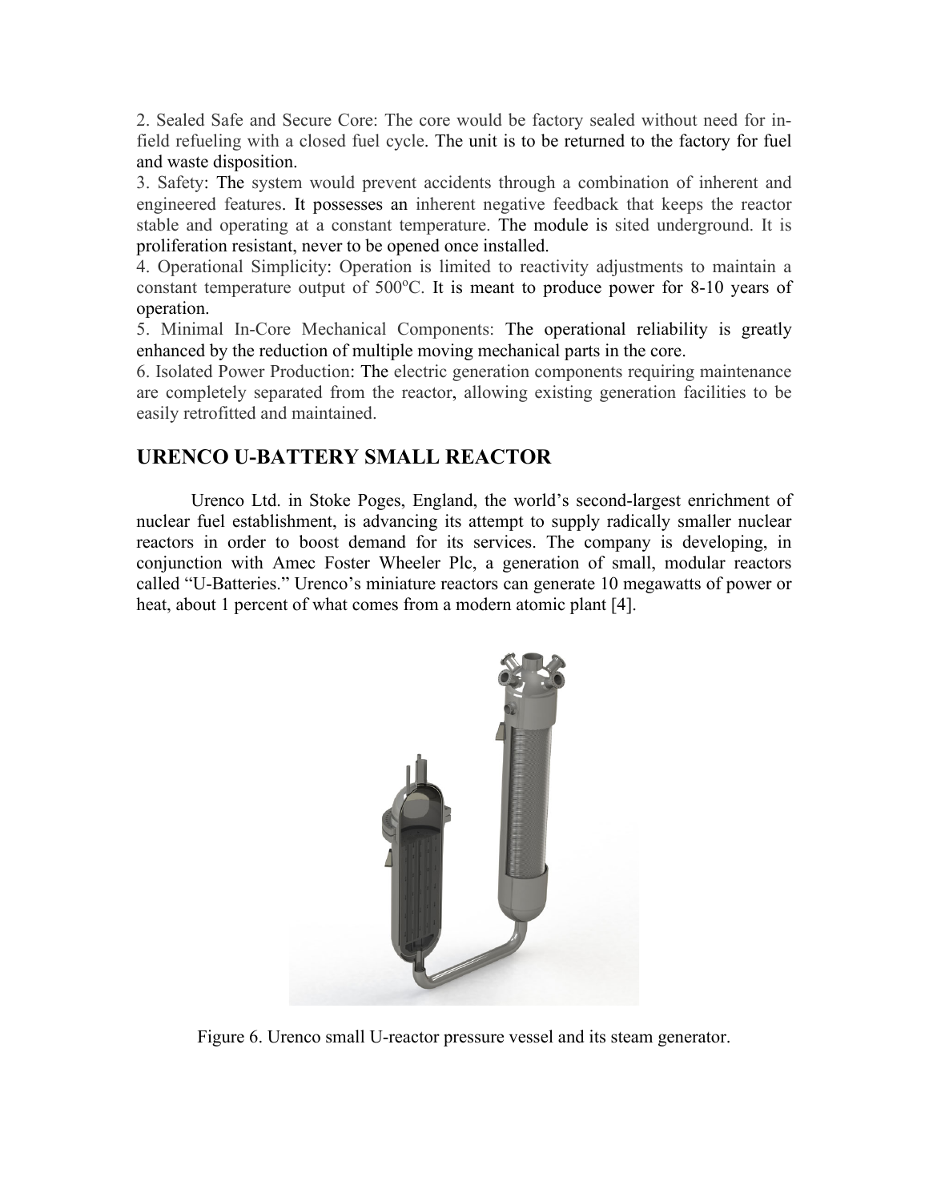2. Sealed Safe and Secure Core: The core would be factory sealed without need for in-field refueling with a closed fuel cycle. The unit is to be returned to the factory for fuel and waste disposition.

3. Safety: The system would prevent accidents through a combination of inherent and engineered features. It possesses an inherent negative feedback that keeps the reactor stable and operating at a constant temperature. The module is sited underground. It is proliferation resistant, never to be opened once installed.

4. Operational Simplicity: Operation is limited to reactivity adjustments to maintain a constant temperature output of 500$^o$C. It is meant to produce power for 8-10 years of operation.

5. Minimal In-Core Mechanical Components: The operational reliability is greatly enhanced by the reduction of multiple moving mechanical parts in the core.

6. Isolated Power Production: The electric generation components requiring maintenance are completely separated from the reactor, allowing existing generation facilities to be easily retrofitted and maintained.

## URENCO U-BATTERY SMALL REACTOR

Urenco Ltd. in Stoke Poges, England, the world's second-largest enrichment of nuclear fuel establishment, is advancing its attempt to supply radically smaller nuclear reactors in order to boost demand for its services. The company is developing, in conjunction with Amec Foster Wheeler Plc, a generation of small, modular reactors called "U-Batteries." Urenco's miniature reactors can generate 10 megawatts of power or heat, about 1 percent of what comes from a modern atomic plant [4].

Figure 6. Urenco small U-reactor pressure vessel and its steam generator.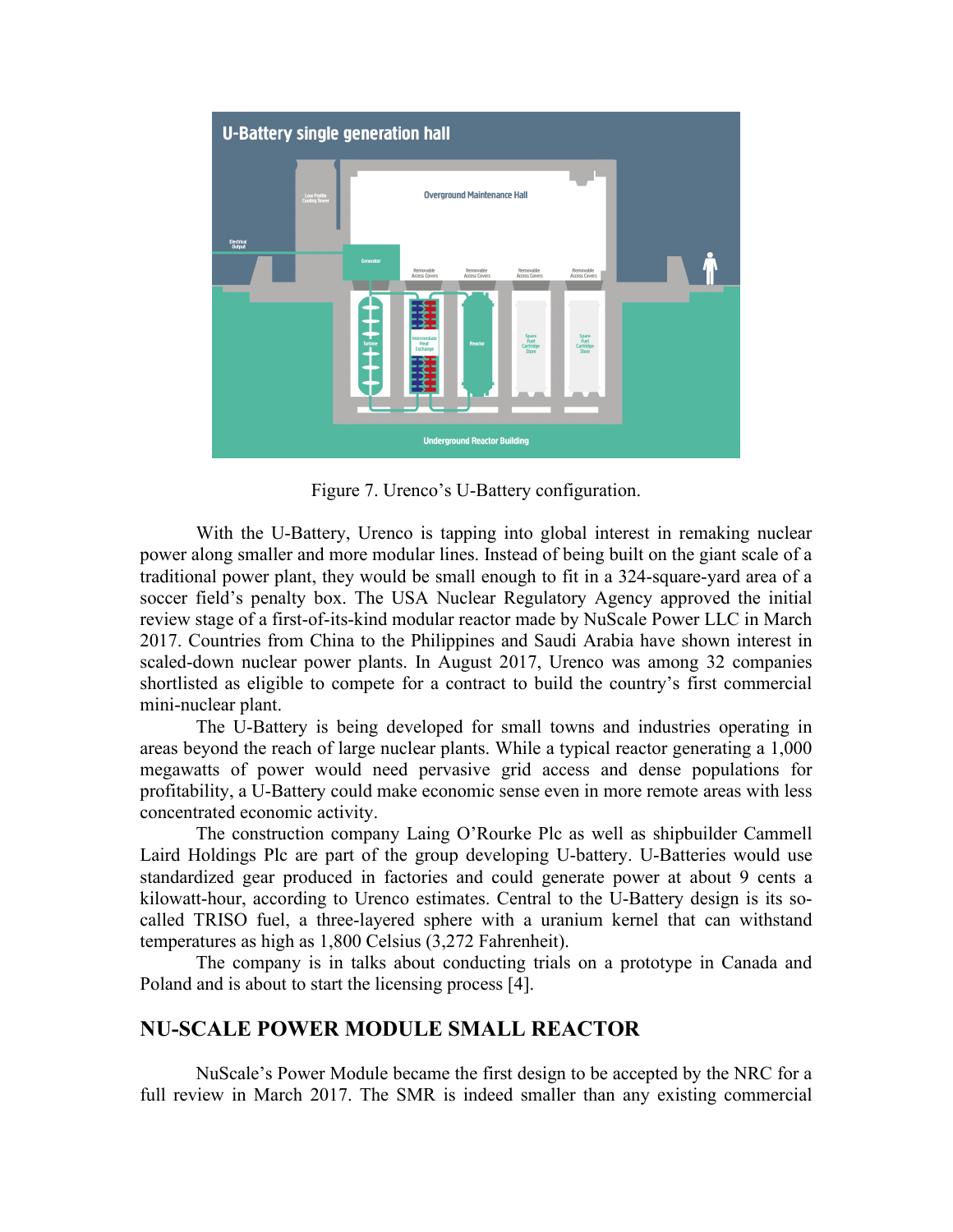Figure 7. Urenco's U-Battery configuration.

With the U-Battery, Urenco is tapping into global interest in remaking nuclear power along smaller and more modular lines. Instead of being built on the giant scale of a traditional power plant, they would be small enough to fit in a 324-square-yard area of a soccer field's penalty box. The USA Nuclear Regulatory Agency approved the initial review stage of a first-of-its-kind modular reactor made by NuScale Power LLC in March 2017. Countries from China to the Philippines and Saudi Arabia have shown interest in scaled-down nuclear power plants. In August 2017, Urenco was among 32 companies shortlisted as eligible to compete for a contract to build the country's first commercial mini-nuclear plant.

The U-Battery is being developed for small towns and industries operating in areas beyond the reach of large nuclear plants. While a typical reactor generating a 1,000 megawatts of power would need pervasive grid access and dense populations for profitability, a U-Battery could make economic sense even in more remote areas with less concentrated economic activity.

The construction company Laing O'Rourke Plc as well as shipbuilder Cammell Laird Holdings Plc are part of the group developing U-battery. U-Batteries would use standardized gear produced in factories and could generate power at about 9 cents a kilowatt-hour, according to Urenco estimates. Central to the U-Battery design is its so-called TRISO fuel, a three-layered sphere with a uranium kernel that can withstand temperatures as high as 1,800 Celsius (3,272 Fahrenheit).

The company is in talks about conducting trials on a prototype in Canada and Poland and is about to start the licensing process [4].

## NU-SCALE POWER MODULE SMALL REACTOR

NuScale's Power Module became the first design to be accepted by the NRC for a full review in March 2017. The SMR is indeed smaller than any existing commercial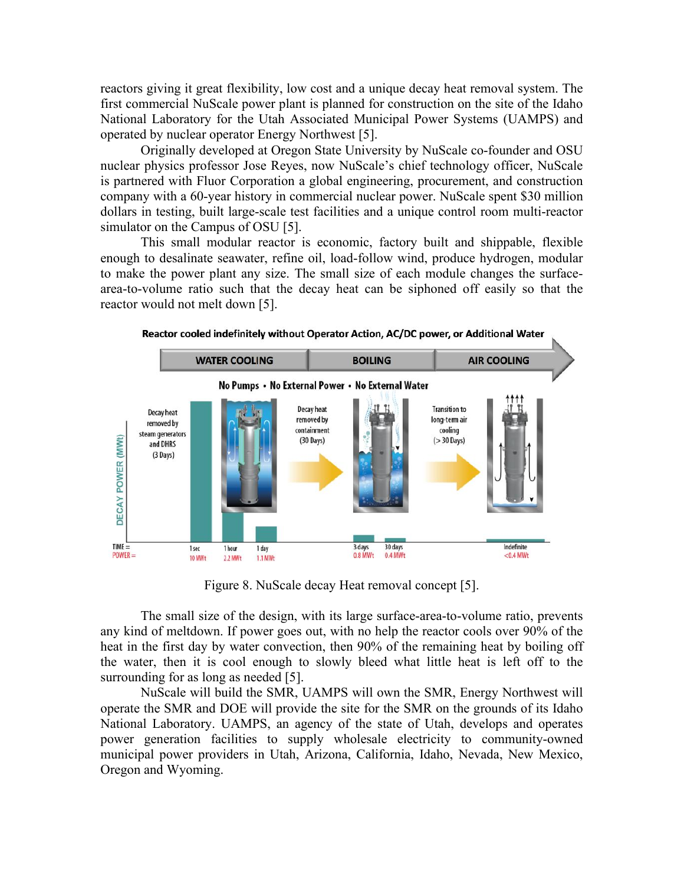reactors giving it great flexibility, low cost and a unique decay heat removal system. The first commercial NuScale power plant is planned for construction on the site of the Idaho National Laboratory for the Utah Associated Municipal Power Systems (UAMPS) and operated by nuclear operator Energy Northwest [5].

Originally developed at Oregon State University by NuScale co-founder and OSU nuclear physics professor Jose Reyes, now NuScale's chief technology officer, NuScale is partnered with Fluor Corporation a global engineering, procurement, and construction company with a 60-year history in commercial nuclear power. NuScale spent $30 million dollars in testing, built large-scale test facilities and a unique control room multi-reactor simulator on the Campus of OSU [5].

This small modular reactor is economic, factory built and shippable, flexible enough to desalinate seawater, refine oil, load-follow wind, produce hydrogen, modular to make the power plant any size. The small size of each module changes the surface-area-to-volume ratio such that the decay heat can be siphoned off easily so that the reactor would not melt down [5].

Figure 8. NuScale decay Heat removal concept [5].

The small size of the design, with its large surface-area-to-volume ratio, prevents any kind of meltdown. If power goes out, with no help the reactor cools over 90% of the heat in the first day by water convection, then 90% of the remaining heat by boiling off the water, then it is cool enough to slowly bleed what little heat is left off to the surrounding for as long as needed [5].

NuScale will build the SMR, UAMPS will own the SMR, Energy Northwest will operate the SMR and DOE will provide the site for the SMR on the grounds of its Idaho National Laboratory. UAMPS, an agency of the state of Utah, develops and operates power generation facilities to supply wholesale electricity to community-owned municipal power providers in Utah, Arizona, California, Idaho, Nevada, New Mexico, Oregon and Wyoming.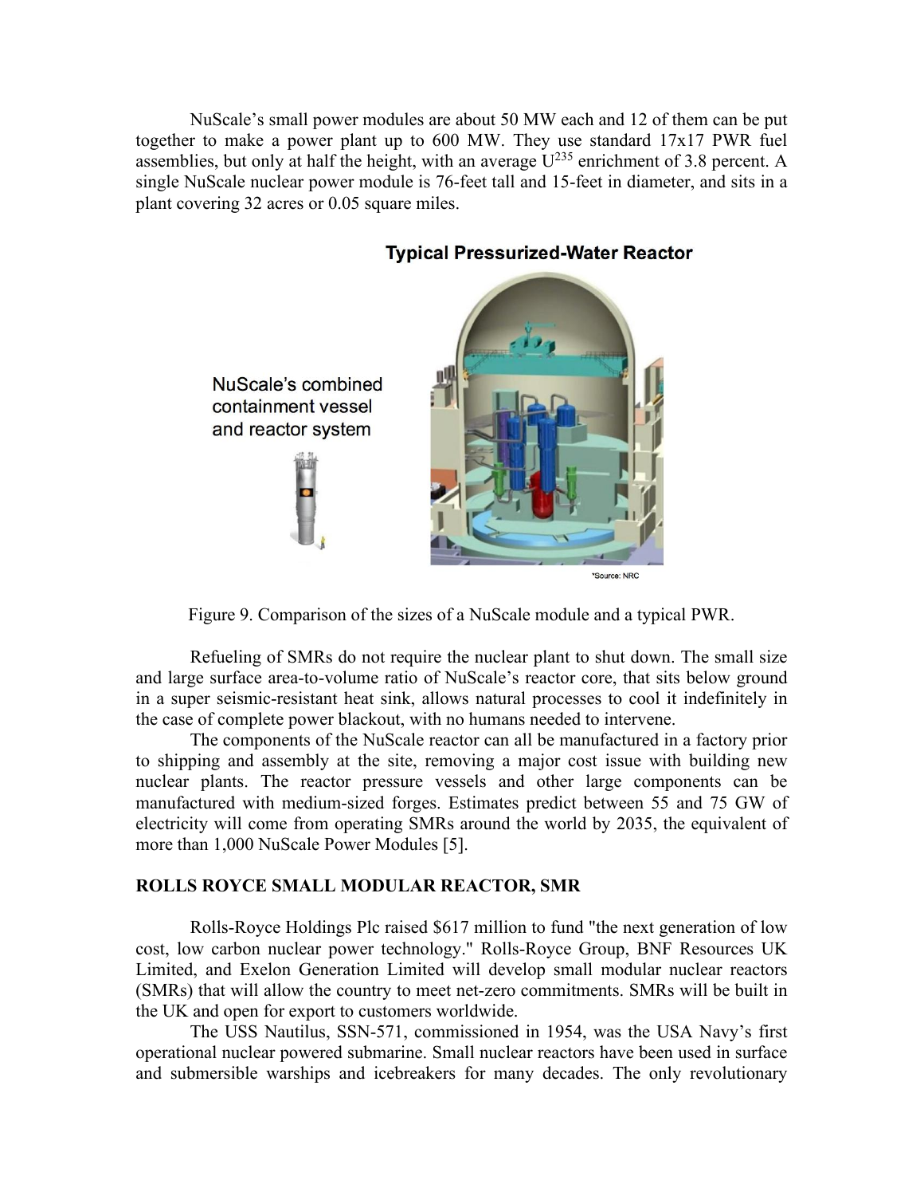NuScale's small power modules are about 50 MW each and 12 of them can be put together to make a power plant up to 600 MW. They use standard 17x17 PWR fuel assemblies, but only at half the height, with an average $U^{235}$ enrichment of 3.8 percent. A single NuScale nuclear power module is 76-feet tall and 15-feet in diameter, and sits in a plant covering 32 acres or 0.05 square miles.

Figure 9. Comparison of the sizes of a NuScale module and a typical PWR.

Refueling of SMRs do not require the nuclear plant to shut down. The small size and large surface area-to-volume ratio of NuScale's reactor core, that sits below ground in a super seismic-resistant heat sink, allows natural processes to cool it indefinitely in the case of complete power blackout, with no humans needed to intervene.

The components of the NuScale reactor can all be manufactured in a factory prior to shipping and assembly at the site, removing a major cost issue with building new nuclear plants. The reactor pressure vessels and other large components can be manufactured with medium-sized forges. Estimates predict between 55 and 75 GW of electricity will come from operating SMRs around the world by 2035, the equivalent of more than 1,000 NuScale Power Modules [5].

## ROLLS ROYCE SMALL MODULAR REACTOR, SMR

Rolls-Royce Holdings Plc raised $617 million to fund "the next generation of low cost, low carbon nuclear power technology." Rolls-Royce Group, BNF Resources UK Limited, and Exelon Generation Limited will develop small modular nuclear reactors (SMRs) that will allow the country to meet net-zero commitments. SMRs will be built in the UK and open for export to customers worldwide.

The USS Nautilus, SSN-571, commissioned in 1954, was the USA Navy's first operational nuclear powered submarine. Small nuclear reactors have been used in surface and submersible warships and icebreakers for many decades. The only revolutionary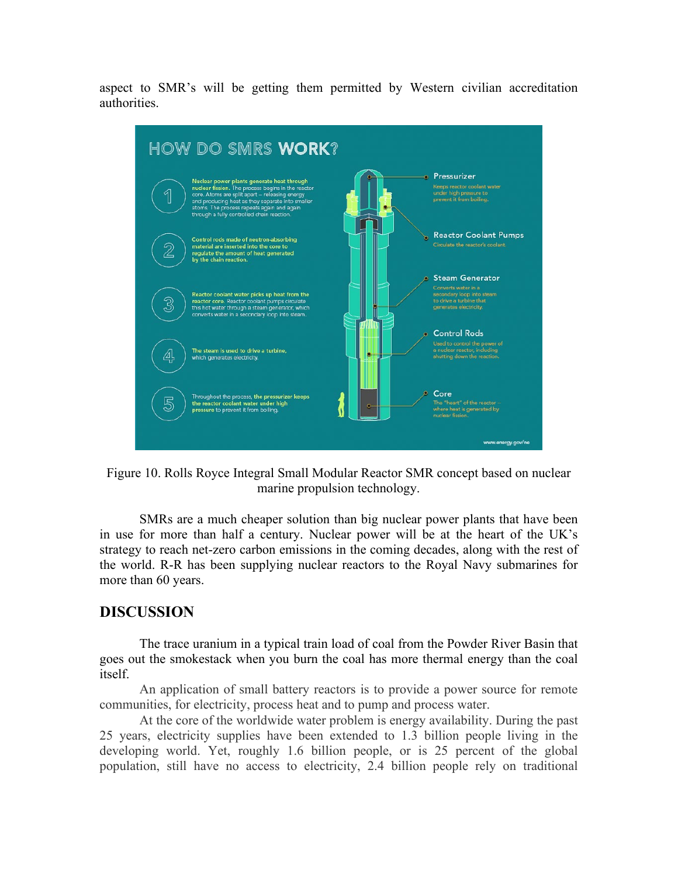aspect to SMR's will be getting them permitted by Western civilian accreditation authorities.

Figure 10. Rolls Royce Integral Small Modular Reactor SMR concept based on nuclear marine propulsion technology.

SMRs are a much cheaper solution than big nuclear power plants that have been in use for more than half a century. Nuclear power will be at the heart of the UK's strategy to reach net-zero carbon emissions in the coming decades, along with the rest of the world. R-R has been supplying nuclear reactors to the Royal Navy submarines for more than 60 years.

## DISCUSSION

The trace uranium in a typical train load of coal from the Powder River Basin that goes out the smokestack when you burn the coal has more thermal energy than the coal itself.

An application of small battery reactors is to provide a power source for remote communities, for electricity, process heat and to pump and process water.

At the core of the worldwide water problem is energy availability. During the past 25 years, electricity supplies have been extended to 1.3 billion people living in the developing world. Yet, roughly 1.6 billion people, or is 25 percent of the global population, still have no access to electricity, 2.4 billion people rely on traditional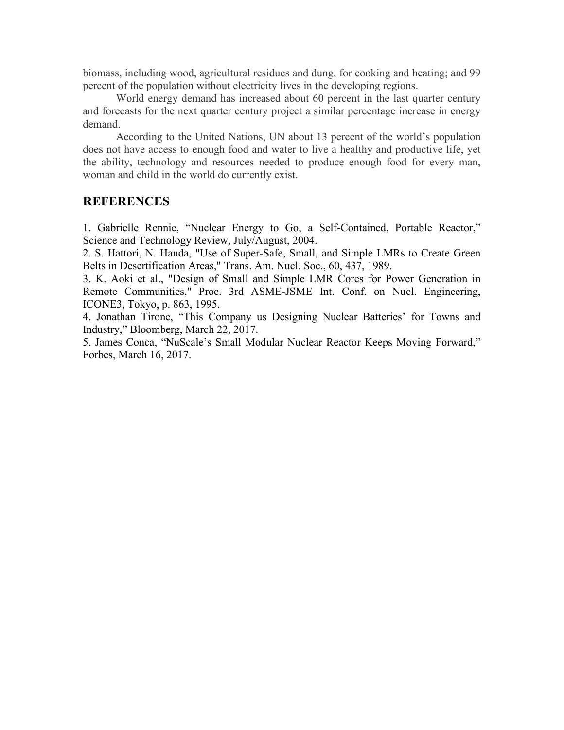biomass, including wood, agricultural residues and dung, for cooking and heating; and 99 percent of the population without electricity lives in the developing regions.

World energy demand has increased about 60 percent in the last quarter century and forecasts for the next quarter century project a similar percentage increase in energy demand.

According to the United Nations, UN about 13 percent of the world's population does not have access to enough food and water to live a healthy and productive life, yet the ability, technology and resources needed to produce enough food for every man, woman and child in the world do currently exist.

## REFERENCES

1. Gabrielle Rennie, "Nuclear Energy to Go, a Self-Contained, Portable Reactor," Science and Technology Review, July/August, 2004.
2. S. Hattori, N. Handa, "Use of Super-Safe, Small, and Simple LMRs to Create Green Belts in Desertification Areas," Trans. Am. Nucl. Soc., 60, 437, 1989.
3. K. Aoki et al., "Design of Small and Simple LMR Cores for Power Generation in Remote Communities," Proc. 3rd ASME-JSME Int. Conf. on Nucl. Engineering, ICONE3, Tokyo, p. 863, 1995.
4. Jonathan Tirone, "This Company us Designing Nuclear Batteries' for Towns and Industry," Bloomberg, March 22, 2017.
5. James Conca, "NuScale's Small Modular Nuclear Reactor Keeps Moving Forward," Forbes, March 16, 2017.